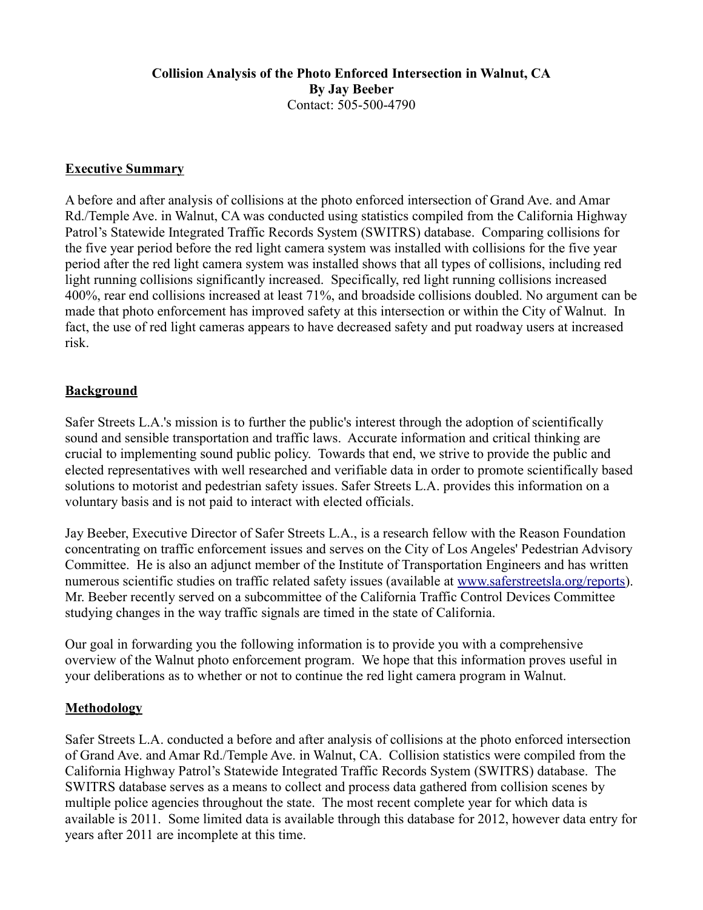**Collision Analysis of the Photo Enforced Intersection in Walnut, CA**
**By Jay Beeber**
Contact: 505-500-4790

## Executive Summary

A before and after analysis of collisions at the photo enforced intersection of Grand Ave. and Amar Rd./Temple Ave. in Walnut, CA was conducted using statistics compiled from the California Highway Patrol's Statewide Integrated Traffic Records System (SWITRS) database. Comparing collisions for the five year period before the red light camera system was installed with collisions for the five year period after the red light camera system was installed shows that all types of collisions, including red light running collisions significantly increased. Specifically, red light running collisions increased 400%, rear end collisions increased at least 71%, and broadside collisions doubled. No argument can be made that photo enforcement has improved safety at this intersection or within the City of Walnut. In fact, the use of red light cameras appears to have decreased safety and put roadway users at increased risk.

## Background

Safer Streets L.A.'s mission is to further the public's interest through the adoption of scientifically sound and sensible transportation and traffic laws. Accurate information and critical thinking are crucial to implementing sound public policy. Towards that end, we strive to provide the public and elected representatives with well researched and verifiable data in order to promote scientifically based solutions to motorist and pedestrian safety issues. Safer Streets L.A. provides this information on a voluntary basis and is not paid to interact with elected officials.

Jay Beeber, Executive Director of Safer Streets L.A., is a research fellow with the Reason Foundation concentrating on traffic enforcement issues and serves on the City of Los Angeles' Pedestrian Advisory Committee. He is also an adjunct member of the Institute of Transportation Engineers and has written numerous scientific studies on traffic related safety issues (available at www.saferstreetsla.org/reports). Mr. Beeber recently served on a subcommittee of the California Traffic Control Devices Committee studying changes in the way traffic signals are timed in the state of California.

Our goal in forwarding you the following information is to provide you with a comprehensive overview of the Walnut photo enforcement program. We hope that this information proves useful in your deliberations as to whether or not to continue the red light camera program in Walnut.

## Methodology

Safer Streets L.A. conducted a before and after analysis of collisions at the photo enforced intersection of Grand Ave. and Amar Rd./Temple Ave. in Walnut, CA. Collision statistics were compiled from the California Highway Patrol's Statewide Integrated Traffic Records System (SWITRS) database. The SWITRS database serves as a means to collect and process data gathered from collision scenes by multiple police agencies throughout the state. The most recent complete year for which data is available is 2011. Some limited data is available through this database for 2012, however data entry for years after 2011 are incomplete at this time.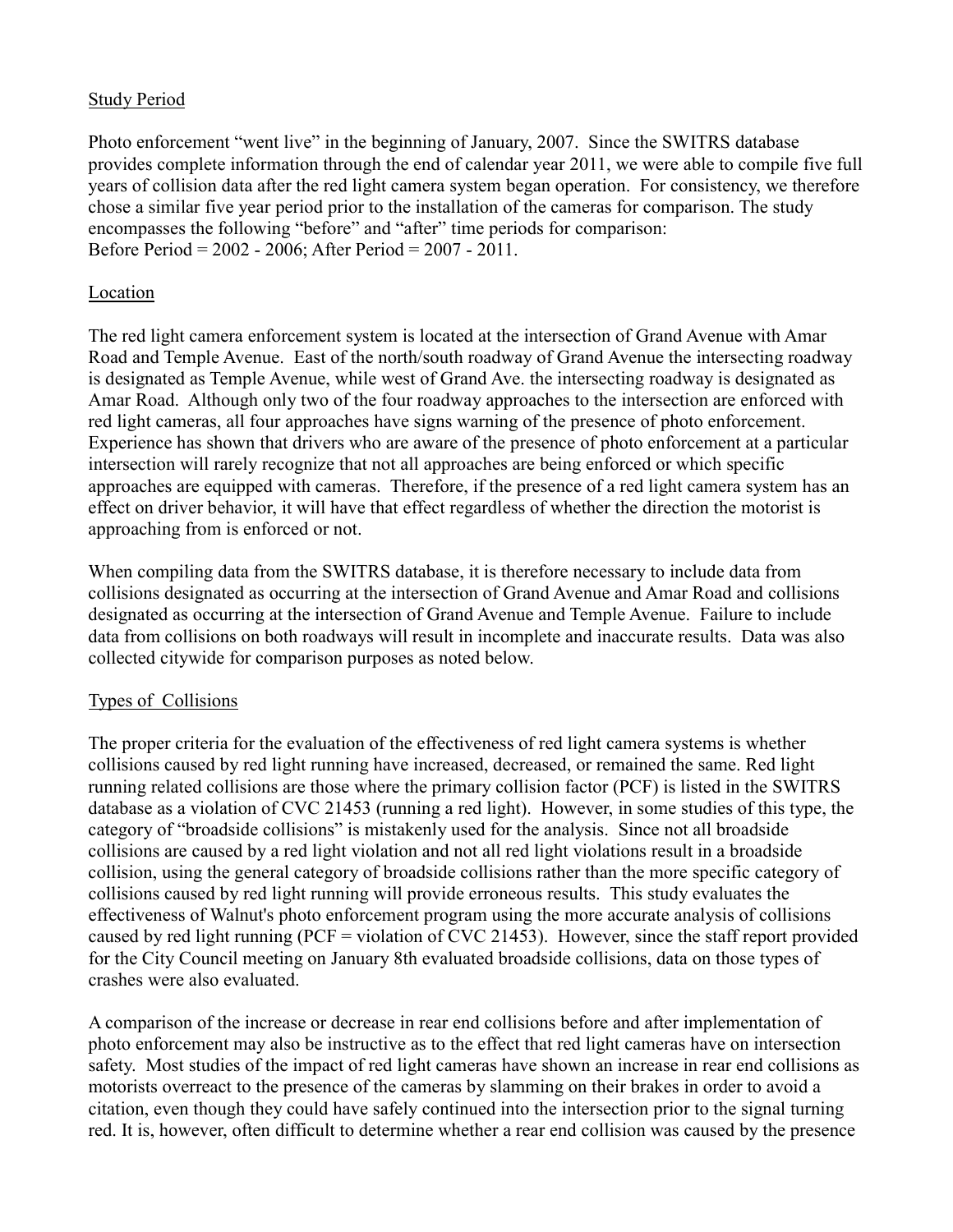## Study Period

Photo enforcement "went live" in the beginning of January, 2007. Since the SWITRS database provides complete information through the end of calendar year 2011, we were able to compile five full years of collision data after the red light camera system began operation. For consistency, we therefore chose a similar five year period prior to the installation of the cameras for comparison. The study encompasses the following "before" and "after" time periods for comparison:
Before Period = 2002 - 2006; After Period = 2007 - 2011.

## Location

The red light camera enforcement system is located at the intersection of Grand Avenue with Amar Road and Temple Avenue. East of the north/south roadway of Grand Avenue the intersecting roadway is designated as Temple Avenue, while west of Grand Ave. the intersecting roadway is designated as Amar Road. Although only two of the four roadway approaches to the intersection are enforced with red light cameras, all four approaches have signs warning of the presence of photo enforcement. Experience has shown that drivers who are aware of the presence of photo enforcement at a particular intersection will rarely recognize that not all approaches are being enforced or which specific approaches are equipped with cameras. Therefore, if the presence of a red light camera system has an effect on driver behavior, it will have that effect regardless of whether the direction the motorist is approaching from is enforced or not.

When compiling data from the SWITRS database, it is therefore necessary to include data from collisions designated as occurring at the intersection of Grand Avenue and Amar Road and collisions designated as occurring at the intersection of Grand Avenue and Temple Avenue. Failure to include data from collisions on both roadways will result in incomplete and inaccurate results. Data was also collected citywide for comparison purposes as noted below.

## Types of Collisions

The proper criteria for the evaluation of the effectiveness of red light camera systems is whether collisions caused by red light running have increased, decreased, or remained the same. Red light running related collisions are those where the primary collision factor (PCF) is listed in the SWITRS database as a violation of CVC 21453 (running a red light). However, in some studies of this type, the category of "broadside collisions" is mistakenly used for the analysis. Since not all broadside collisions are caused by a red light violation and not all red light violations result in a broadside collision, using the general category of broadside collisions rather than the more specific category of collisions caused by red light running will provide erroneous results. This study evaluates the effectiveness of Walnut's photo enforcement program using the more accurate analysis of collisions caused by red light running (PCF = violation of CVC 21453). However, since the staff report provided for the City Council meeting on January 8th evaluated broadside collisions, data on those types of crashes were also evaluated.

A comparison of the increase or decrease in rear end collisions before and after implementation of photo enforcement may also be instructive as to the effect that red light cameras have on intersection safety. Most studies of the impact of red light cameras have shown an increase in rear end collisions as motorists overreact to the presence of the cameras by slamming on their brakes in order to avoid a citation, even though they could have safely continued into the intersection prior to the signal turning red. It is, however, often difficult to determine whether a rear end collision was caused by the presence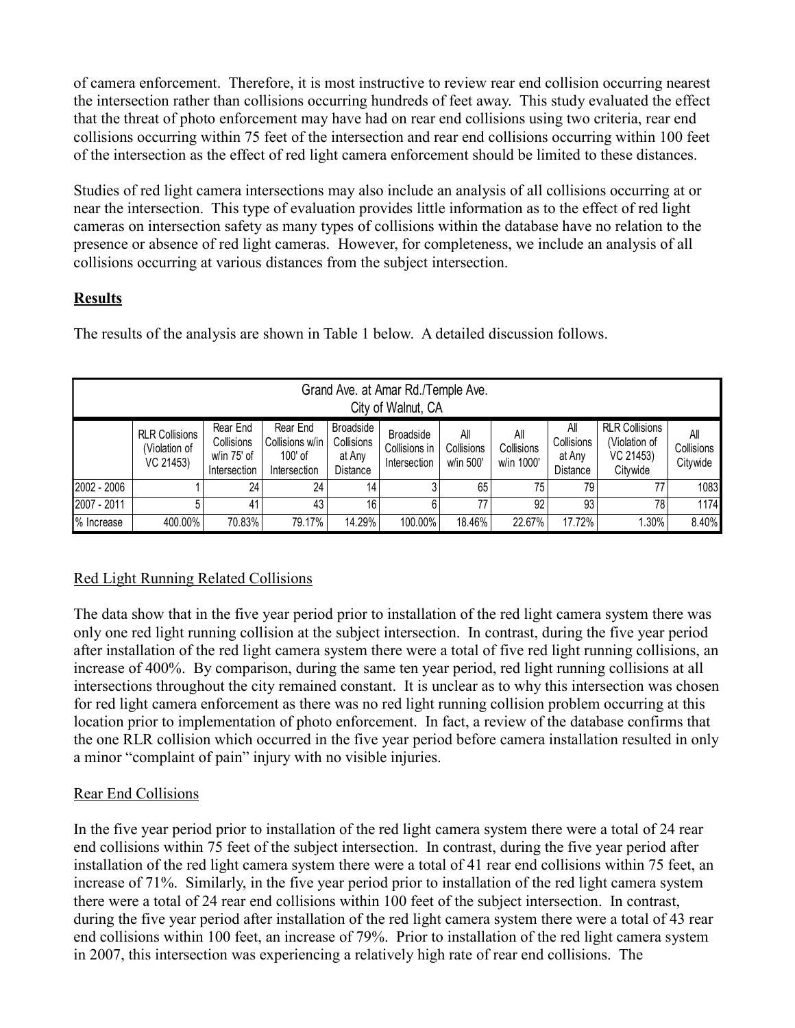of camera enforcement. Therefore, it is most instructive to review rear end collision occurring nearest the intersection rather than collisions occurring hundreds of feet away. This study evaluated the effect that the threat of photo enforcement may have had on rear end collisions using two criteria, rear end collisions occurring within 75 feet of the intersection and rear end collisions occurring within 100 feet of the intersection as the effect of red light camera enforcement should be limited to these distances.

Studies of red light camera intersections may also include an analysis of all collisions occurring at or near the intersection. This type of evaluation provides little information as to the effect of red light cameras on intersection safety as many types of collisions within the database have no relation to the presence or absence of red light cameras. However, for completeness, we include an analysis of all collisions occurring at various distances from the subject intersection.

## Results

The results of the analysis are shown in Table 1 below. A detailed discussion follows.

| Grand Ave. at Amar Rd./Temple Ave. City of Walnut, CA | | | | | | | | | | |
|---|---|---|---|---|---|---|---|---|---|---|
| | RLR Collisions (Violation of VC 21453) | Rear End Collisions w/in 75' of Intersection | Rear End Collisions w/in 100' of Intersection | Broadside Collisions at Any Distance | Broadside Collisions in Intersection | All Collisions w/in 500' | All Collisions w/in 1000' | All Collisions at Any Distance | RLR Collisions (Violation of VC 21453) Citywide | All Collisions Citywide |
| 2002 - 2006 | 1 | 24 | 24 | 14 | 3 | 65 | 75 | 79 | 77 | 1083 |
| 2007 - 2011 | 5 | 41 | 43 | 16 | 6 | 77 | 92 | 93 | 78 | 1174 |
| % Increase | 400.00% | 70.83% | 79.17% | 14.29% | 100.00% | 18.46% | 22.67% | 17.72% | 1.30% | 8.40% |

### Red Light Running Related Collisions

The data show that in the five year period prior to installation of the red light camera system there was only one red light running collision at the subject intersection. In contrast, during the five year period after installation of the red light camera system there were a total of five red light running collisions, an increase of 400%. By comparison, during the same ten year period, red light running collisions at all intersections throughout the city remained constant. It is unclear as to why this intersection was chosen for red light camera enforcement as there was no red light running collision problem occurring at this location prior to implementation of photo enforcement. In fact, a review of the database confirms that the one RLR collision which occurred in the five year period before camera installation resulted in only a minor "complaint of pain" injury with no visible injuries.

### Rear End Collisions

In the five year period prior to installation of the red light camera system there were a total of 24 rear end collisions within 75 feet of the subject intersection. In contrast, during the five year period after installation of the red light camera system there were a total of 41 rear end collisions within 75 feet, an increase of 71%. Similarly, in the five year period prior to installation of the red light camera system there were a total of 24 rear end collisions within 100 feet of the subject intersection. In contrast, during the five year period after installation of the red light camera system there were a total of 43 rear end collisions within 100 feet, an increase of 79%. Prior to installation of the red light camera system in 2007, this intersection was experiencing a relatively high rate of rear end collisions. The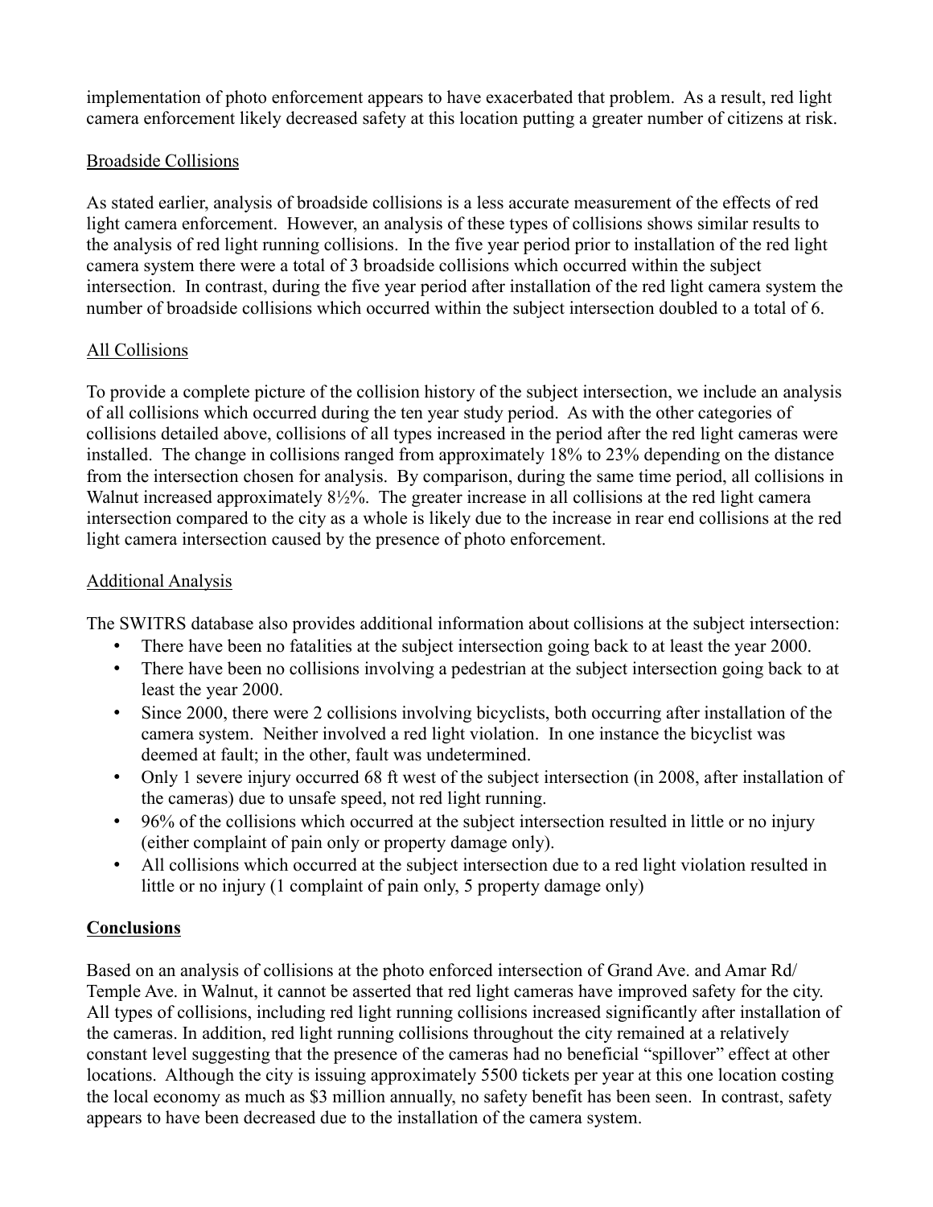implementation of photo enforcement appears to have exacerbated that problem. As a result, red light camera enforcement likely decreased safety at this location putting a greater number of citizens at risk.

### Broadside Collisions

As stated earlier, analysis of broadside collisions is a less accurate measurement of the effects of red light camera enforcement. However, an analysis of these types of collisions shows similar results to the analysis of red light running collisions. In the five year period prior to installation of the red light camera system there were a total of 3 broadside collisions which occurred within the subject intersection. In contrast, during the five year period after installation of the red light camera system the number of broadside collisions which occurred within the subject intersection doubled to a total of 6.

### All Collisions

To provide a complete picture of the collision history of the subject intersection, we include an analysis of all collisions which occurred during the ten year study period. As with the other categories of collisions detailed above, collisions of all types increased in the period after the red light cameras were installed. The change in collisions ranged from approximately 18% to 23% depending on the distance from the intersection chosen for analysis. By comparison, during the same time period, all collisions in Walnut increased approximately 8½%. The greater increase in all collisions at the red light camera intersection compared to the city as a whole is likely due to the increase in rear end collisions at the red light camera intersection caused by the presence of photo enforcement.

### Additional Analysis

The SWITRS database also provides additional information about collisions at the subject intersection:

- There have been no fatalities at the subject intersection going back to at least the year 2000.
- There have been no collisions involving a pedestrian at the subject intersection going back to at least the year 2000.
- Since 2000, there were 2 collisions involving bicyclists, both occurring after installation of the camera system. Neither involved a red light violation. In one instance the bicyclist was deemed at fault; in the other, fault was undetermined.
- Only 1 severe injury occurred 68 ft west of the subject intersection (in 2008, after installation of the cameras) due to unsafe speed, not red light running.
- 96% of the collisions which occurred at the subject intersection resulted in little or no injury (either complaint of pain only or property damage only).
- All collisions which occurred at the subject intersection due to a red light violation resulted in little or no injury (1 complaint of pain only, 5 property damage only)

## Conclusions

Based on an analysis of collisions at the photo enforced intersection of Grand Ave. and Amar Rd/ Temple Ave. in Walnut, it cannot be asserted that red light cameras have improved safety for the city. All types of collisions, including red light running collisions increased significantly after installation of the cameras. In addition, red light running collisions throughout the city remained at a relatively constant level suggesting that the presence of the cameras had no beneficial "spillover" effect at other locations. Although the city is issuing approximately 5500 tickets per year at this one location costing the local economy as much as $3 million annually, no safety benefit has been seen. In contrast, safety appears to have been decreased due to the installation of the camera system.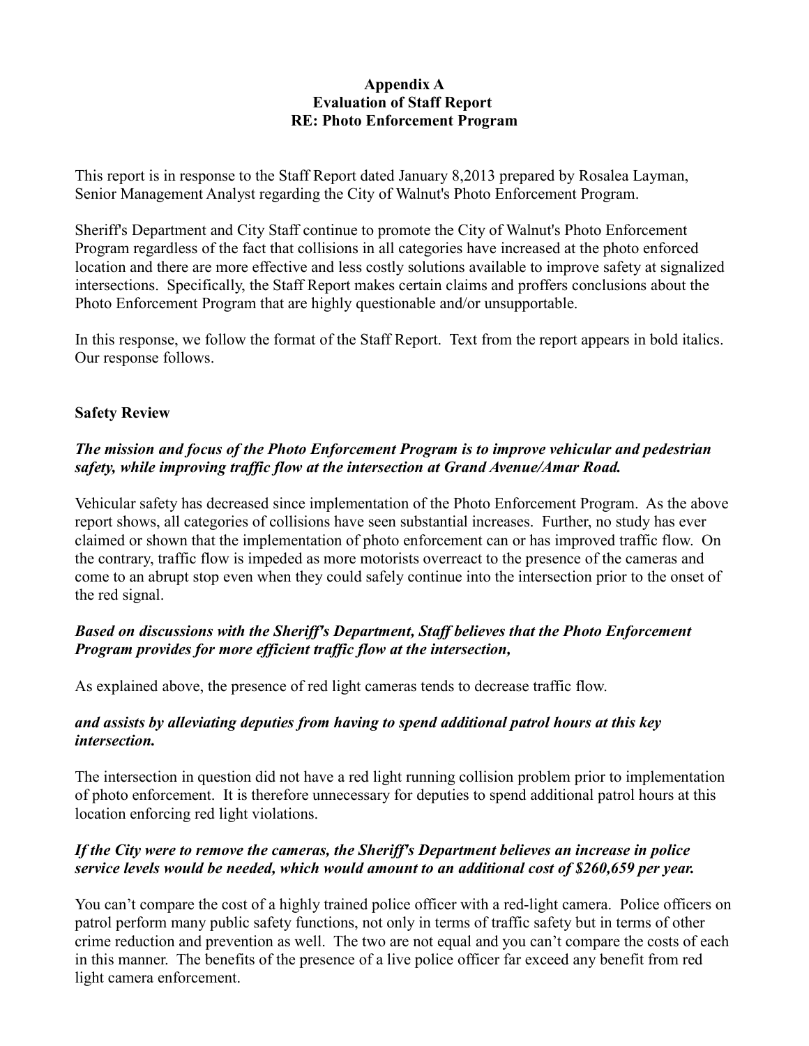**Appendix A**
**Evaluation of Staff Report**
**RE: Photo Enforcement Program**

This report is in response to the Staff Report dated January 8,2013 prepared by Rosalea Layman, Senior Management Analyst regarding the City of Walnut's Photo Enforcement Program.

Sheriff's Department and City Staff continue to promote the City of Walnut's Photo Enforcement Program regardless of the fact that collisions in all categories have increased at the photo enforced location and there are more effective and less costly solutions available to improve safety at signalized intersections. Specifically, the Staff Report makes certain claims and proffers conclusions about the Photo Enforcement Program that are highly questionable and/or unsupportable.

In this response, we follow the format of the Staff Report. Text from the report appears in bold italics. Our response follows.

**Safety Review**

***The mission and focus of the Photo Enforcement Program is to improve vehicular and pedestrian safety, while improving traffic flow at the intersection at Grand Avenue/Amar Road.***

Vehicular safety has decreased since implementation of the Photo Enforcement Program. As the above report shows, all categories of collisions have seen substantial increases. Further, no study has ever claimed or shown that the implementation of photo enforcement can or has improved traffic flow. On the contrary, traffic flow is impeded as more motorists overreact to the presence of the cameras and come to an abrupt stop even when they could safely continue into the intersection prior to the onset of the red signal.

***Based on discussions with the Sheriff's Department, Staff believes that the Photo Enforcement Program provides for more efficient traffic flow at the intersection,***

As explained above, the presence of red light cameras tends to decrease traffic flow.

***and assists by alleviating deputies from having to spend additional patrol hours at this key intersection.***

The intersection in question did not have a red light running collision problem prior to implementation of photo enforcement. It is therefore unnecessary for deputies to spend additional patrol hours at this location enforcing red light violations.

***If the City were to remove the cameras, the Sheriff's Department believes an increase in police service levels would be needed, which would amount to an additional cost of $260,659 per year.***

You can't compare the cost of a highly trained police officer with a red-light camera. Police officers on patrol perform many public safety functions, not only in terms of traffic safety but in terms of other crime reduction and prevention as well. The two are not equal and you can't compare the costs of each in this manner. The benefits of the presence of a live police officer far exceed any benefit from red light camera enforcement.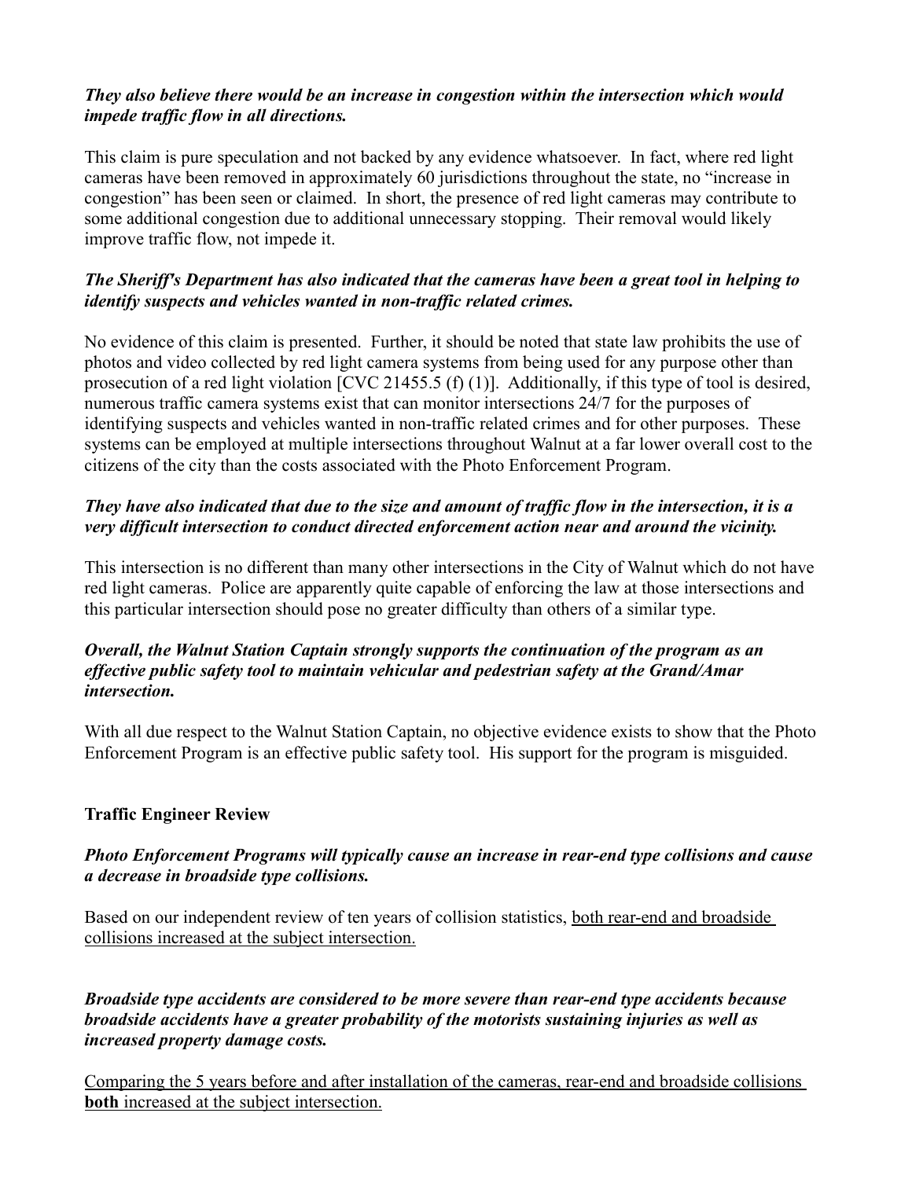***They also believe there would be an increase in congestion within the intersection which would impede traffic flow in all directions.***

This claim is pure speculation and not backed by any evidence whatsoever. In fact, where red light cameras have been removed in approximately 60 jurisdictions throughout the state, no "increase in congestion" has been seen or claimed. In short, the presence of red light cameras may contribute to some additional congestion due to additional unnecessary stopping. Their removal would likely improve traffic flow, not impede it.

***The Sheriff's Department has also indicated that the cameras have been a great tool in helping to identify suspects and vehicles wanted in non-traffic related crimes.***

No evidence of this claim is presented. Further, it should be noted that state law prohibits the use of photos and video collected by red light camera systems from being used for any purpose other than prosecution of a red light violation [CVC 21455.5 (f) (1)]. Additionally, if this type of tool is desired, numerous traffic camera systems exist that can monitor intersections 24/7 for the purposes of identifying suspects and vehicles wanted in non-traffic related crimes and for other purposes. These systems can be employed at multiple intersections throughout Walnut at a far lower overall cost to the citizens of the city than the costs associated with the Photo Enforcement Program.

***They have also indicated that due to the size and amount of traffic flow in the intersection, it is a very difficult intersection to conduct directed enforcement action near and around the vicinity.***

This intersection is no different than many other intersections in the City of Walnut which do not have red light cameras. Police are apparently quite capable of enforcing the law at those intersections and this particular intersection should pose no greater difficulty than others of a similar type.

***Overall, the Walnut Station Captain strongly supports the continuation of the program as an effective public safety tool to maintain vehicular and pedestrian safety at the Grand/Amar intersection.***

With all due respect to the Walnut Station Captain, no objective evidence exists to show that the Photo Enforcement Program is an effective public safety tool. His support for the program is misguided.

**Traffic Engineer Review**

***Photo Enforcement Programs will typically cause an increase in rear-end type collisions and cause a decrease in broadside type collisions.***

Based on our independent review of ten years of collision statistics, <u>both rear-end and broadside collisions increased at the subject intersection.</u>

***Broadside type accidents are considered to be more severe than rear-end type accidents because broadside accidents have a greater probability of the motorists sustaining injuries as well as increased property damage costs.***

<u>Comparing the 5 years before and after installation of the cameras, rear-end and broadside collisions **both** increased at the subject intersection.</u>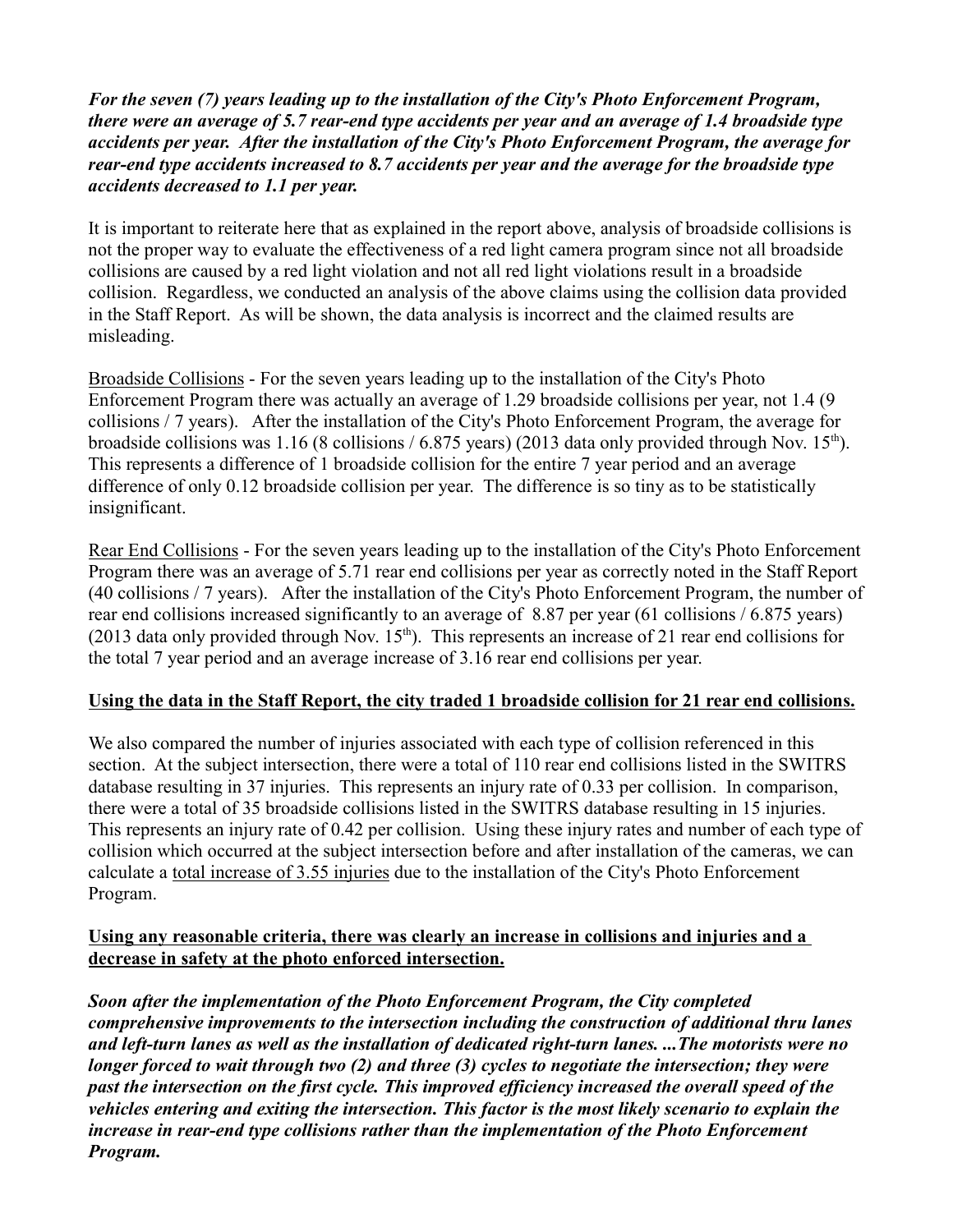***For the seven (7) years leading up to the installation of the City's Photo Enforcement Program, there were an average of 5.7 rear-end type accidents per year and an average of 1.4 broadside type accidents per year. After the installation of the City's Photo Enforcement Program, the average for rear-end type accidents increased to 8.7 accidents per year and the average for the broadside type accidents decreased to 1.1 per year.***

It is important to reiterate here that as explained in the report above, analysis of broadside collisions is not the proper way to evaluate the effectiveness of a red light camera program since not all broadside collisions are caused by a red light violation and not all red light violations result in a broadside collision. Regardless, we conducted an analysis of the above claims using the collision data provided in the Staff Report. As will be shown, the data analysis is incorrect and the claimed results are misleading.

<u>Broadside Collisions</u> - For the seven years leading up to the installation of the City's Photo Enforcement Program there was actually an average of 1.29 broadside collisions per year, not 1.4 (9 collisions / 7 years). After the installation of the City's Photo Enforcement Program, the average for broadside collisions was 1.16 (8 collisions / 6.875 years) (2013 data only provided through Nov. 15th). This represents a difference of 1 broadside collision for the entire 7 year period and an average difference of only 0.12 broadside collision per year. The difference is so tiny as to be statistically insignificant.

<u>Rear End Collisions</u> - For the seven years leading up to the installation of the City's Photo Enforcement Program there was an average of 5.71 rear end collisions per year as correctly noted in the Staff Report (40 collisions / 7 years). After the installation of the City's Photo Enforcement Program, the number of rear end collisions increased significantly to an average of 8.87 per year (61 collisions / 6.875 years) (2013 data only provided through Nov. 15th). This represents an increase of 21 rear end collisions for the total 7 year period and an average increase of 3.16 rear end collisions per year.

<u>**Using the data in the Staff Report, the city traded 1 broadside collision for 21 rear end collisions.**</u>

We also compared the number of injuries associated with each type of collision referenced in this section. At the subject intersection, there were a total of 110 rear end collisions listed in the SWITRS database resulting in 37 injuries. This represents an injury rate of 0.33 per collision. In comparison, there were a total of 35 broadside collisions listed in the SWITRS database resulting in 15 injuries. This represents an injury rate of 0.42 per collision. Using these injury rates and number of each type of collision which occurred at the subject intersection before and after installation of the cameras, we can calculate a <u>total increase of 3.55 injuries</u> due to the installation of the City's Photo Enforcement Program.

<u>**Using any reasonable criteria, there was clearly an increase in collisions and injuries and a decrease in safety at the photo enforced intersection.**</u>

***Soon after the implementation of the Photo Enforcement Program, the City completed comprehensive improvements to the intersection including the construction of additional thru lanes and left-turn lanes as well as the installation of dedicated right-turn lanes. ...The motorists were no longer forced to wait through two (2) and three (3) cycles to negotiate the intersection; they were past the intersection on the first cycle. This improved efficiency increased the overall speed of the vehicles entering and exiting the intersection. This factor is the most likely scenario to explain the increase in rear-end type collisions rather than the implementation of the Photo Enforcement Program.***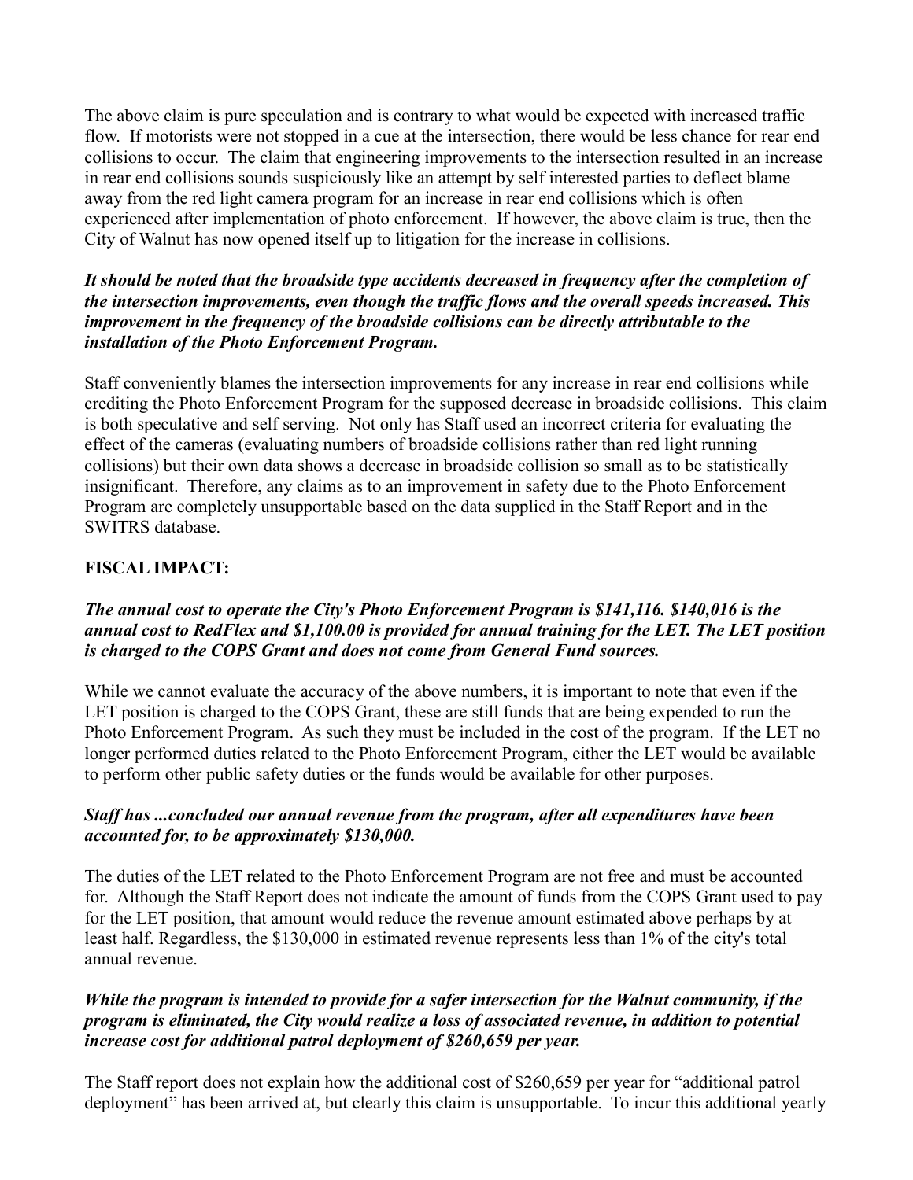The above claim is pure speculation and is contrary to what would be expected with increased traffic flow. If motorists were not stopped in a cue at the intersection, there would be less chance for rear end collisions to occur. The claim that engineering improvements to the intersection resulted in an increase in rear end collisions sounds suspiciously like an attempt by self interested parties to deflect blame away from the red light camera program for an increase in rear end collisions which is often experienced after implementation of photo enforcement. If however, the above claim is true, then the City of Walnut has now opened itself up to litigation for the increase in collisions.

***It should be noted that the broadside type accidents decreased in frequency after the completion of the intersection improvements, even though the traffic flows and the overall speeds increased. This improvement in the frequency of the broadside collisions can be directly attributable to the installation of the Photo Enforcement Program.***

Staff conveniently blames the intersection improvements for any increase in rear end collisions while crediting the Photo Enforcement Program for the supposed decrease in broadside collisions. This claim is both speculative and self serving. Not only has Staff used an incorrect criteria for evaluating the effect of the cameras (evaluating numbers of broadside collisions rather than red light running collisions) but their own data shows a decrease in broadside collision so small as to be statistically insignificant. Therefore, any claims as to an improvement in safety due to the Photo Enforcement Program are completely unsupportable based on the data supplied in the Staff Report and in the SWITRS database.

**FISCAL IMPACT:**

***The annual cost to operate the City's Photo Enforcement Program is $141,116. $140,016 is the annual cost to RedFlex and $1,100.00 is provided for annual training for the LET. The LET position is charged to the COPS Grant and does not come from General Fund sources.***

While we cannot evaluate the accuracy of the above numbers, it is important to note that even if the LET position is charged to the COPS Grant, these are still funds that are being expended to run the Photo Enforcement Program. As such they must be included in the cost of the program. If the LET no longer performed duties related to the Photo Enforcement Program, either the LET would be available to perform other public safety duties or the funds would be available for other purposes.

***Staff has ...concluded our annual revenue from the program, after all expenditures have been accounted for, to be approximately $130,000.***

The duties of the LET related to the Photo Enforcement Program are not free and must be accounted for. Although the Staff Report does not indicate the amount of funds from the COPS Grant used to pay for the LET position, that amount would reduce the revenue amount estimated above perhaps by at least half. Regardless, the $130,000 in estimated revenue represents less than 1% of the city's total annual revenue.

***While the program is intended to provide for a safer intersection for the Walnut community, if the program is eliminated, the City would realize a loss of associated revenue, in addition to potential increase cost for additional patrol deployment of $260,659 per year.***

The Staff report does not explain how the additional cost of $260,659 per year for "additional patrol deployment" has been arrived at, but clearly this claim is unsupportable. To incur this additional yearly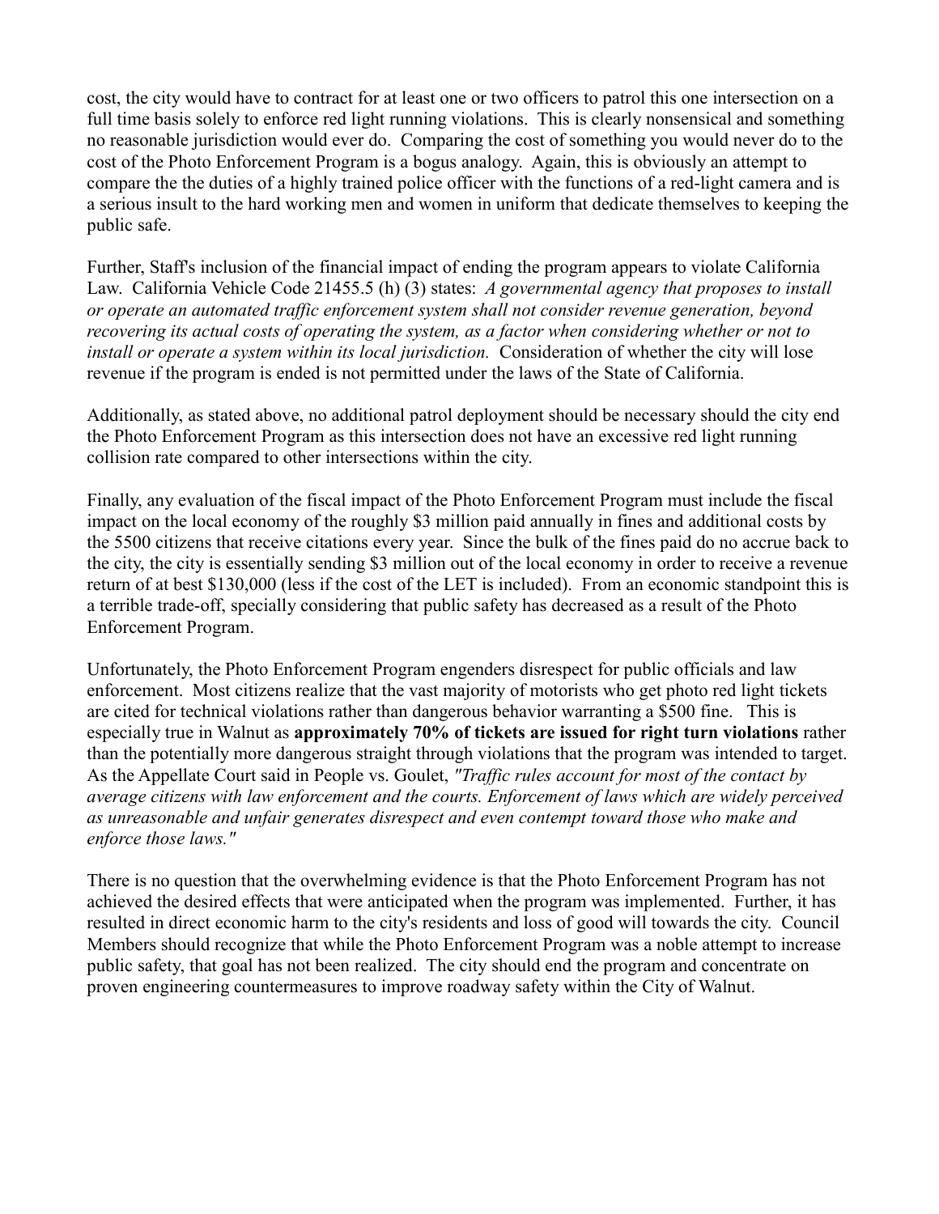cost, the city would have to contract for at least one or two officers to patrol this one intersection on a full time basis solely to enforce red light running violations. This is clearly nonsensical and something no reasonable jurisdiction would ever do. Comparing the cost of something you would never do to the cost of the Photo Enforcement Program is a bogus analogy. Again, this is obviously an attempt to compare the the duties of a highly trained police officer with the functions of a red-light camera and is a serious insult to the hard working men and women in uniform that dedicate themselves to keeping the public safe.

Further, Staff's inclusion of the financial impact of ending the program appears to violate California Law. California Vehicle Code 21455.5 (h) (3) states: *A governmental agency that proposes to install or operate an automated traffic enforcement system shall not consider revenue generation, beyond recovering its actual costs of operating the system, as a factor when considering whether or not to install or operate a system within its local jurisdiction.* Consideration of whether the city will lose revenue if the program is ended is not permitted under the laws of the State of California.

Additionally, as stated above, no additional patrol deployment should be necessary should the city end the Photo Enforcement Program as this intersection does not have an excessive red light running collision rate compared to other intersections within the city.

Finally, any evaluation of the fiscal impact of the Photo Enforcement Program must include the fiscal impact on the local economy of the roughly $3 million paid annually in fines and additional costs by the 5500 citizens that receive citations every year. Since the bulk of the fines paid do no accrue back to the city, the city is essentially sending $3 million out of the local economy in order to receive a revenue return of at best $130,000 (less if the cost of the LET is included). From an economic standpoint this is a terrible trade-off, specially considering that public safety has decreased as a result of the Photo Enforcement Program.

Unfortunately, the Photo Enforcement Program engenders disrespect for public officials and law enforcement. Most citizens realize that the vast majority of motorists who get photo red light tickets are cited for technical violations rather than dangerous behavior warranting a $500 fine. This is especially true in Walnut as **approximately 70% of tickets are issued for right turn violations** rather than the potentially more dangerous straight through violations that the program was intended to target. As the Appellate Court said in People vs. Goulet, *"Traffic rules account for most of the contact by average citizens with law enforcement and the courts. Enforcement of laws which are widely perceived as unreasonable and unfair generates disrespect and even contempt toward those who make and enforce those laws."*

There is no question that the overwhelming evidence is that the Photo Enforcement Program has not achieved the desired effects that were anticipated when the program was implemented. Further, it has resulted in direct economic harm to the city's residents and loss of good will towards the city. Council Members should recognize that while the Photo Enforcement Program was a noble attempt to increase public safety, that goal has not been realized. The city should end the program and concentrate on proven engineering countermeasures to improve roadway safety within the City of Walnut.